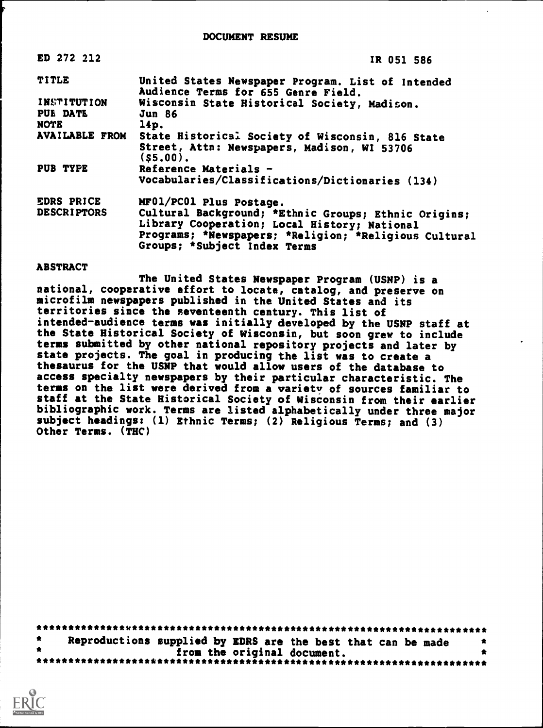# DOCUMENT RESUME

| | |
|---|---|
| ED 272 212 | IR 051 586 |
| TITLE | United States Newspaper Program. List of Intended Audience Terms for 655 Genre Field. |
| INSTITUTION | Wisconsin State Historical Society, Madison. |
| PUB DATE | Jun 86 |
| NOTE | 14p. |
| AVAILABLE FROM | State Historical Society of Wisconsin, 816 State Street, Attn: Newspapers, Madison, WI 53706 ($5.00). |
| PUB TYPE | Reference Materials - Vocabularies/Classifications/Dictionaries (134) |
| EDRS PRICE | MF01/PC01 Plus Postage. |
| DESCRIPTORS | Cultural Background; *Ethnic Groups; Ethnic Origins; Library Cooperation; Local History; National Programs; *Newspapers; *Religion; *Religious Cultural Groups; *Subject Index Terms |

## ABSTRACT

The United States Newspaper Program (USNP) is a national, cooperative effort to locate, catalog, and preserve on microfilm newspapers published in the United States and its territories since the seventeenth century. This list of intended-audience terms was initially developed by the USNP staff at the State Historical Society of Wisconsin, but soon grew to include terms submitted by other national repository projects and later by state projects. The goal in producing the list was to create a thesaurus for the USNP that would allow users of the database to access specialty newspapers by their particular characteristic. The terms on the list were derived from a variety of sources familiar to staff at the State Historical Society of Wisconsin from their earlier bibliographic work. Terms are listed alphabetically under three major subject headings: (1) Ethnic Terms; (2) Religious Terms; and (3) Other Terms. (THC)

***********************************************************************
* Reproductions supplied by EDRS are the best that can be made *
* from the original document. *
***********************************************************************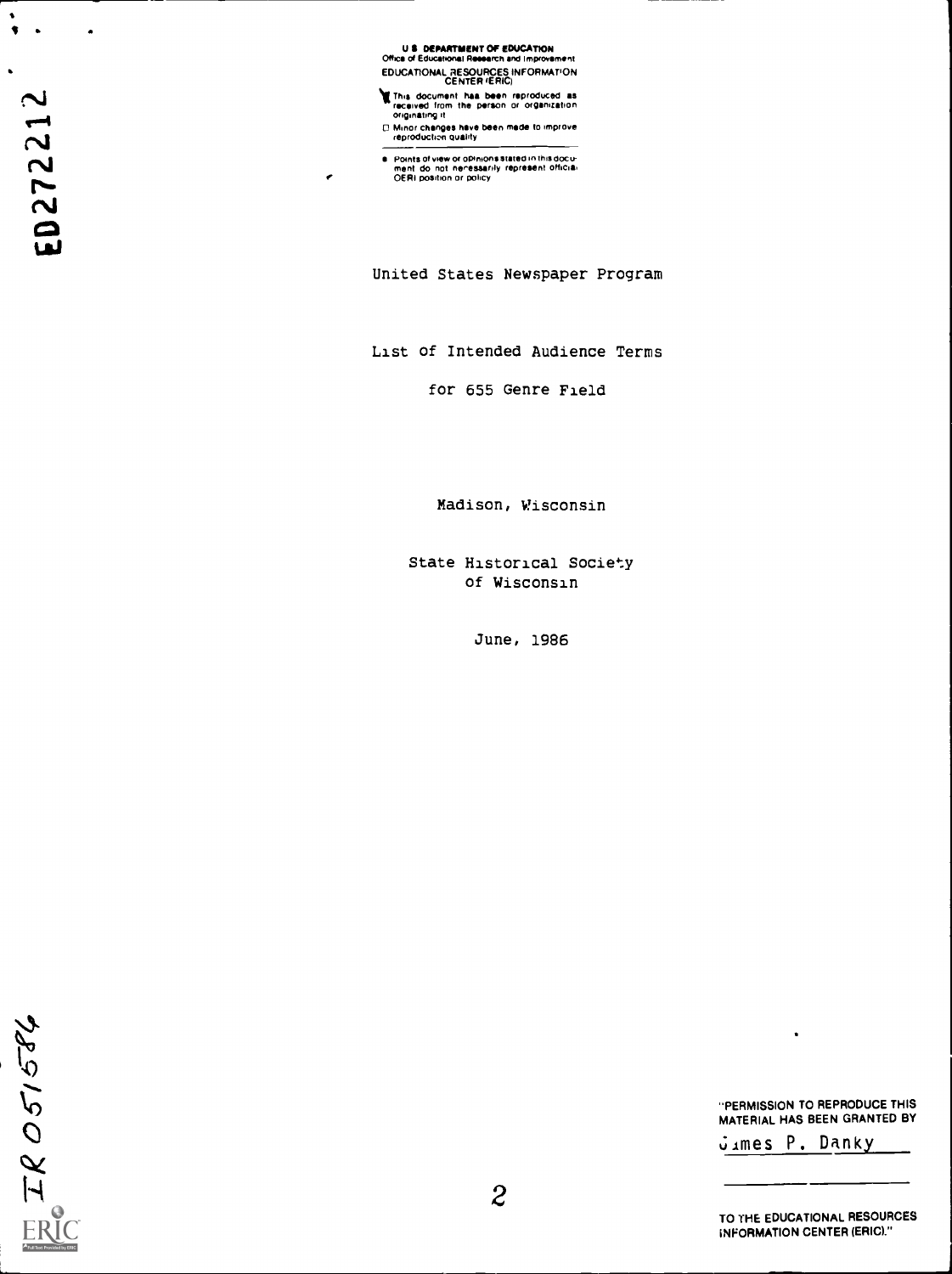U.S. DEPARTMENT OF EDUCATION
Office of Educational Research and Improvement
EDUCATIONAL RESOURCES INFORMATION CENTER (ERIC)

- This document has been reproduced as received from the person or organization originating it
- Minor changes have been made to improve reproduction quality
- Points of view or opinions stated in this document do not necessarily represent official OERI position or policy

ED272212

# United States Newspaper Program

## List of Intended Audience Terms

## for 655 Genre Field

Madison, Wisconsin

State Historical Society of Wisconsin

June, 1986

"PERMISSION TO REPRODUCE THIS MATERIAL HAS BEEN GRANTED BY
James P. Danky

TO THE EDUCATIONAL RESOURCES INFORMATION CENTER (ERIC)."

IR051586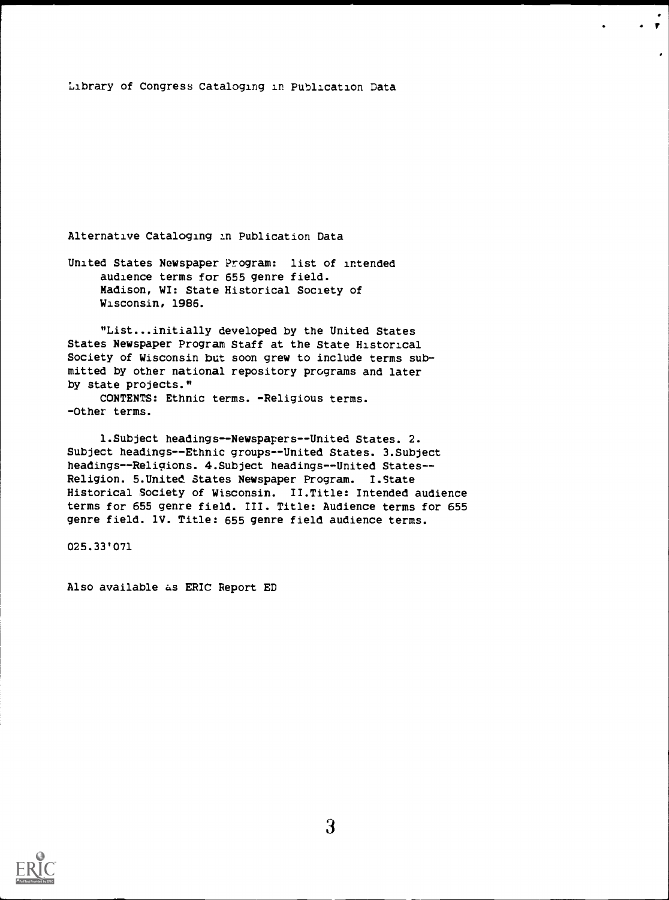Library of Congress Cataloging in Publication Data

Alternative Cataloging in Publication Data

United States Newspaper Program: list of intended
audience terms for 655 genre field.
Madison, WI: State Historical Society of
Wisconsin, 1986.

"List...initially developed by the United States
States Newspaper Program Staff at the State Historical
Society of Wisconsin but soon grew to include terms submitted by other national repository programs and later
by state projects."

CONTENTS: Ethnic terms. -Religious terms.
-Other terms.

1.Subject headings--Newspapers--United States. 2.
Subject headings--Ethnic groups--United States. 3.Subject
headings--Religions. 4.Subject headings--United States--
Religion. 5.United States Newspaper Program. I.State
Historical Society of Wisconsin. II.Title: Intended audience
terms for 655 genre field. III. Title: Audience terms for 655
genre field. IV. Title: 655 genre field audience terms.

025.33'071

Also available as ERIC Report ED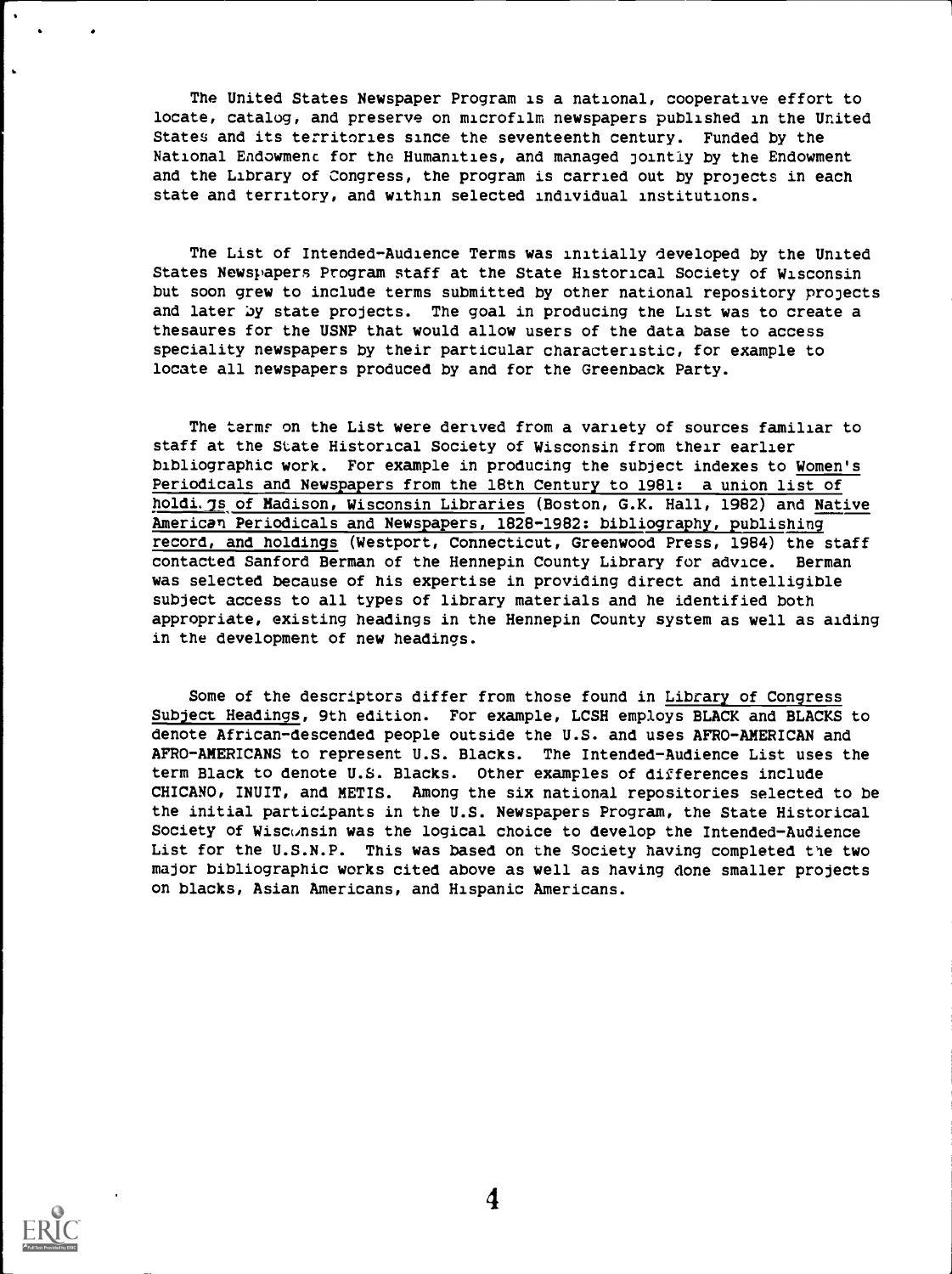The United States Newspaper Program is a national, cooperative effort to locate, catalog, and preserve on microfilm newspapers published in the United States and its territories since the seventeenth century. Funded by the National Endowment for the Humanities, and managed jointly by the Endowment and the Library of Congress, the program is carried out by projects in each state and territory, and within selected individual institutions.

The List of Intended-Audience Terms was initially developed by the United States Newspapers Program staff at the State Historical Society of Wisconsin but soon grew to include terms submitted by other national repository projects and later by state projects. The goal in producing the List was to create a thesaures for the USNP that would allow users of the data base to access speciality newspapers by their particular characteristic, for example to locate all newspapers produced by and for the Greenback Party.

The terms on the List were derived from a variety of sources familiar to staff at the State Historical Society of Wisconsin from their earlier bibliographic work. For example in producing the subject indexes to Women's Periodicals and Newspapers from the 18th Century to 1981: a union list of holdings of Madison, Wisconsin Libraries (Boston, G.K. Hall, 1982) and Native American Periodicals and Newspapers, 1828-1982: bibliography, publishing record, and holdings (Westport, Connecticut, Greenwood Press, 1984) the staff contacted Sanford Berman of the Hennepin County Library for advice. Berman was selected because of his expertise in providing direct and intelligible subject access to all types of library materials and he identified both appropriate, existing headings in the Hennepin County system as well as aiding in the development of new headings.

Some of the descriptors differ from those found in Library of Congress Subject Headings, 9th edition. For example, LCSH employs BLACK and BLACKS to denote African-descended people outside the U.S. and uses AFRO-AMERICAN and AFRO-AMERICANS to represent U.S. Blacks. The Intended-Audience List uses the term Black to denote U.S. Blacks. Other examples of differences include CHICANO, INUIT, and METIS. Among the six national repositories selected to be the initial participants in the U.S. Newspapers Program, the State Historical Society of Wisconsin was the logical choice to develop the Intended-Audience List for the U.S.N.P. This was based on the Society having completed the two major bibliographic works cited above as well as having done smaller projects on blacks, Asian Americans, and Hispanic Americans.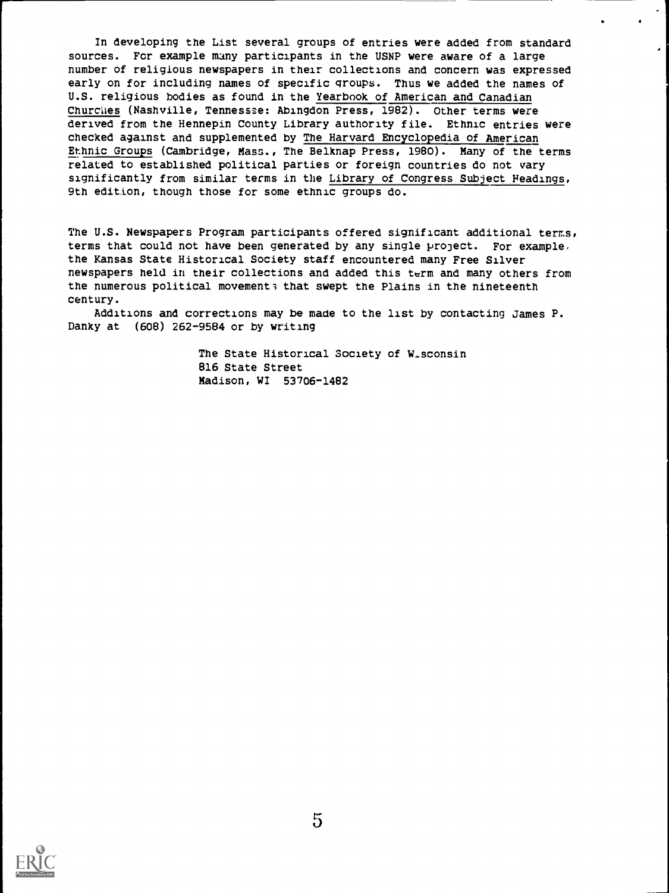In developing the List several groups of entries were added from standard sources. For example many participants in the USNP were aware of a large number of religious newspapers in their collections and concern was expressed early on for including names of specific groups. Thus we added the names of U.S. religious bodies as found in the Yearbook of American and Canadian Churches (Nashville, Tennessee: Abingdon Press, 1982). Other terms were derived from the Hennepin County Library authority file. Ethnic entries were checked against and supplemented by The Harvard Encyclopedia of American Ethnic Groups (Cambridge, Mass., The Belknap Press, 1980). Many of the terms related to established political parties or foreign countries do not vary significantly from similar terms in the Library of Congress Subject Headings, 9th edition, though those for some ethnic groups do.

The U.S. Newspapers Program participants offered significant additional terms, terms that could not have been generated by any single project. For example, the Kansas State Historical Society staff encountered many Free Silver newspapers held in their collections and added this term and many others from the numerous political movements that swept the Plains in the nineteenth century.

Additions and corrections may be made to the list by contacting James P. Danky at (608) 262-9584 or by writing

The State Historical Society of Wisconsin
816 State Street
Madison, WI 53706-1482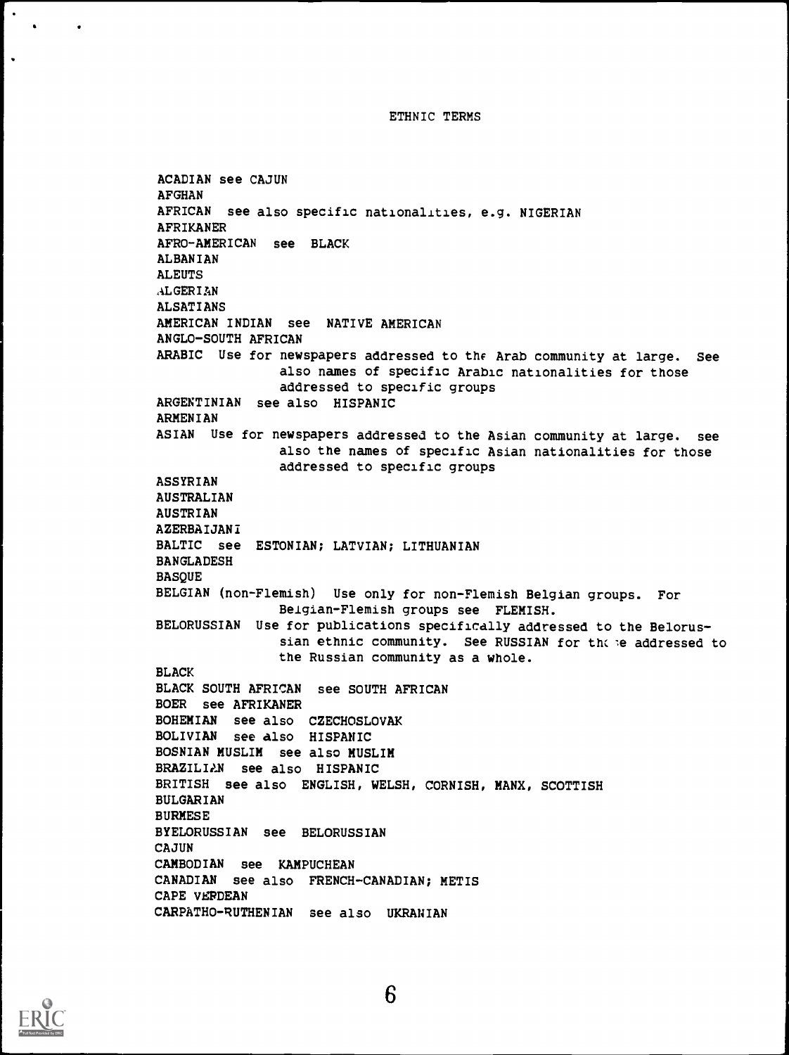# ETHNIC TERMS

ACADIAN see CAJUN
AFGHAN
AFRICAN see also specific nationalities, e.g. NIGERIAN
AFRIKANER
AFRO-AMERICAN see BLACK
ALBANIAN
ALEUTS
ALGERIAN
ALSATIANS
AMERICAN INDIAN see NATIVE AMERICAN
ANGLO-SOUTH AFRICAN
ARABIC Use for newspapers addressed to the Arab community at large. See also names of specific Arabic nationalities for those addressed to specific groups
ARGENTINIAN see also HISPANIC
ARMENIAN
ASIAN Use for newspapers addressed to the Asian community at large. see also the names of specific Asian nationalities for those addressed to specific groups
ASSYRIAN
AUSTRALIAN
AUSTRIAN
AZERBAIJANI
BALTIC see ESTONIAN; LATVIAN; LITHUANIAN
BANGLADESH
BASQUE
BELGIAN (non-Flemish) Use only for non-Flemish Belgian groups. For Belgian-Flemish groups see FLEMISH.
BELORUSSIAN Use for publications specifically addressed to the Belorussian ethnic community. See RUSSIAN for those addressed to the Russian community as a whole.
BLACK
BLACK SOUTH AFRICAN see SOUTH AFRICAN
BOER see AFRIKANER
BOHEMIAN see also CZECHOSLOVAK
BOLIVIAN see also HISPANIC
BOSNIAN MUSLIM see also MUSLIM
BRAZILIAN see also HISPANIC
BRITISH see also ENGLISH, WELSH, CORNISH, MANX, SCOTTISH
BULGARIAN
BURMESE
BYELORUSSIAN see BELORUSSIAN
CAJUN
CAMBODIAN see KAMPUCHEAN
CANADIAN see also FRENCH-CANADIAN; METIS
CAPE VERDEAN
CARPATHO-RUTHENIAN see also UKRANIAN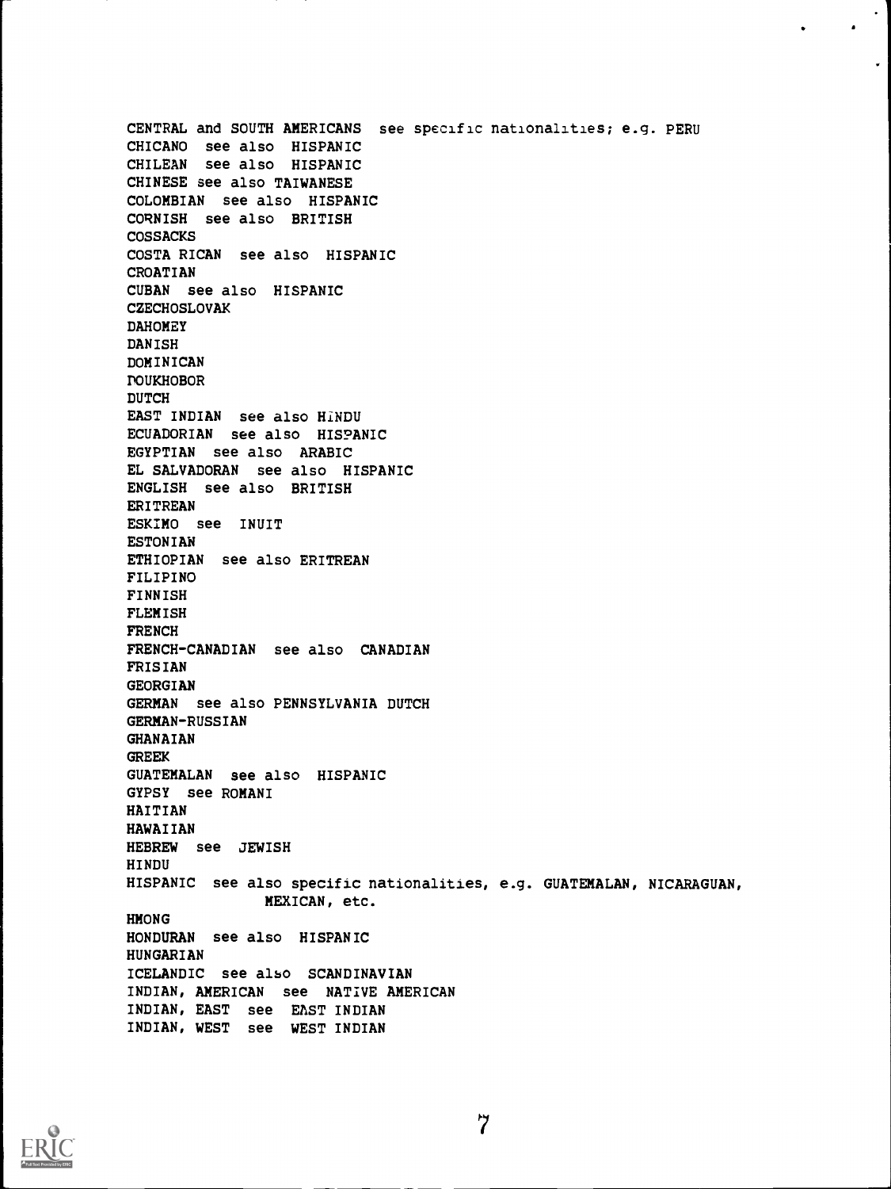CENTRAL and SOUTH AMERICANS see specific nationalities; e.g. PERU
CHICANO see also HISPANIC
CHILEAN see also HISPANIC
CHINESE see also TAIWANESE
COLOMBIAN see also HISPANIC
CORNISH see also BRITISH
COSSACKS
COSTA RICAN see also HISPANIC
CROATIAN
CUBAN see also HISPANIC
CZECHOSLOVAK
DAHOMEY
DANISH
DOMINICAN
DOUKHOBOR
DUTCH
EAST INDIAN see also HINDU
ECUADORIAN see also HISPANIC
EGYPTIAN see also ARABIC
EL SALVADORAN see also HISPANIC
ENGLISH see also BRITISH
ERITREAN
ESKIMO see INUIT
ESTONIAN
ETHIOPIAN see also ERITREAN
FILIPINO
FINNISH
FLEMISH
FRENCH
FRENCH-CANADIAN see also CANADIAN
FRISIAN
GEORGIAN
GERMAN see also PENNSYLVANIA DUTCH
GERMAN-RUSSIAN
GHANAIAN
GREEK
GUATEMALAN see also HISPANIC
GYPSY see ROMANI
HAITIAN
HAWAIIAN
HEBREW see JEWISH
HINDU
HISPANIC see also specific nationalities, e.g. GUATEMALAN, NICARAGUAN, MEXICAN, etc.
HMONG
HONDURAN see also HISPANIC
HUNGARIAN
ICELANDIC see also SCANDINAVIAN
INDIAN, AMERICAN see NATIVE AMERICAN
INDIAN, EAST see EAST INDIAN
INDIAN, WEST see WEST INDIAN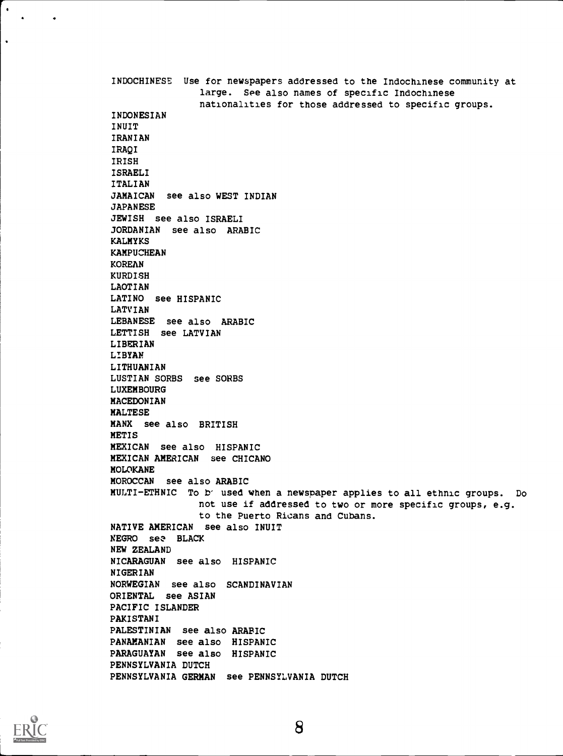INDOCHINESE Use for newspapers addressed to the Indochinese community at large. See also names of specific Indochinese nationalities for those addressed to specific groups.
INDONESIAN
INUIT
IRANIAN
IRAQI
IRISH
ISRAELI
ITALIAN
JAMAICAN see also WEST INDIAN
JAPANESE
JEWISH see also ISRAELI
JORDANIAN see also ARABIC
KALMYKS
KAMPUCHEAN
KOREAN
KURDISH
LAOTIAN
LATINO see HISPANIC
LATVIAN
LEBANESE see also ARABIC
LETTISH see LATVIAN
LIBERIAN
LIBYAN
LITHUANIAN
LUSTIAN SORBS see SORBS
LUXEMBOURG
MACEDONIAN
MALTESE
MANX see also BRITISH
METIS
MEXICAN see also HISPANIC
MEXICAN AMERICAN see CHICANO
MOLOKANE
MOROCCAN see also ARABIC
MULTI-ETHNIC To be used when a newspaper applies to all ethnic groups. Do not use if addressed to two or more specific groups, e.g. to the Puerto Ricans and Cubans.
NATIVE AMERICAN see also INUIT
NEGRO see BLACK
NEW ZEALAND
NICARAGUAN see also HISPANIC
NIGERIAN
NORWEGIAN see also SCANDINAVIAN
ORIENTAL see ASIAN
PACIFIC ISLANDER
PAKISTANI
PALESTINIAN see also ARABIC
PANAMANIAN see also HISPANIC
PARAGUAYAN see also HISPANIC
PENNSYLVANIA DUTCH
PENNSYLVANIA GERMAN see PENNSYLVANIA DUTCH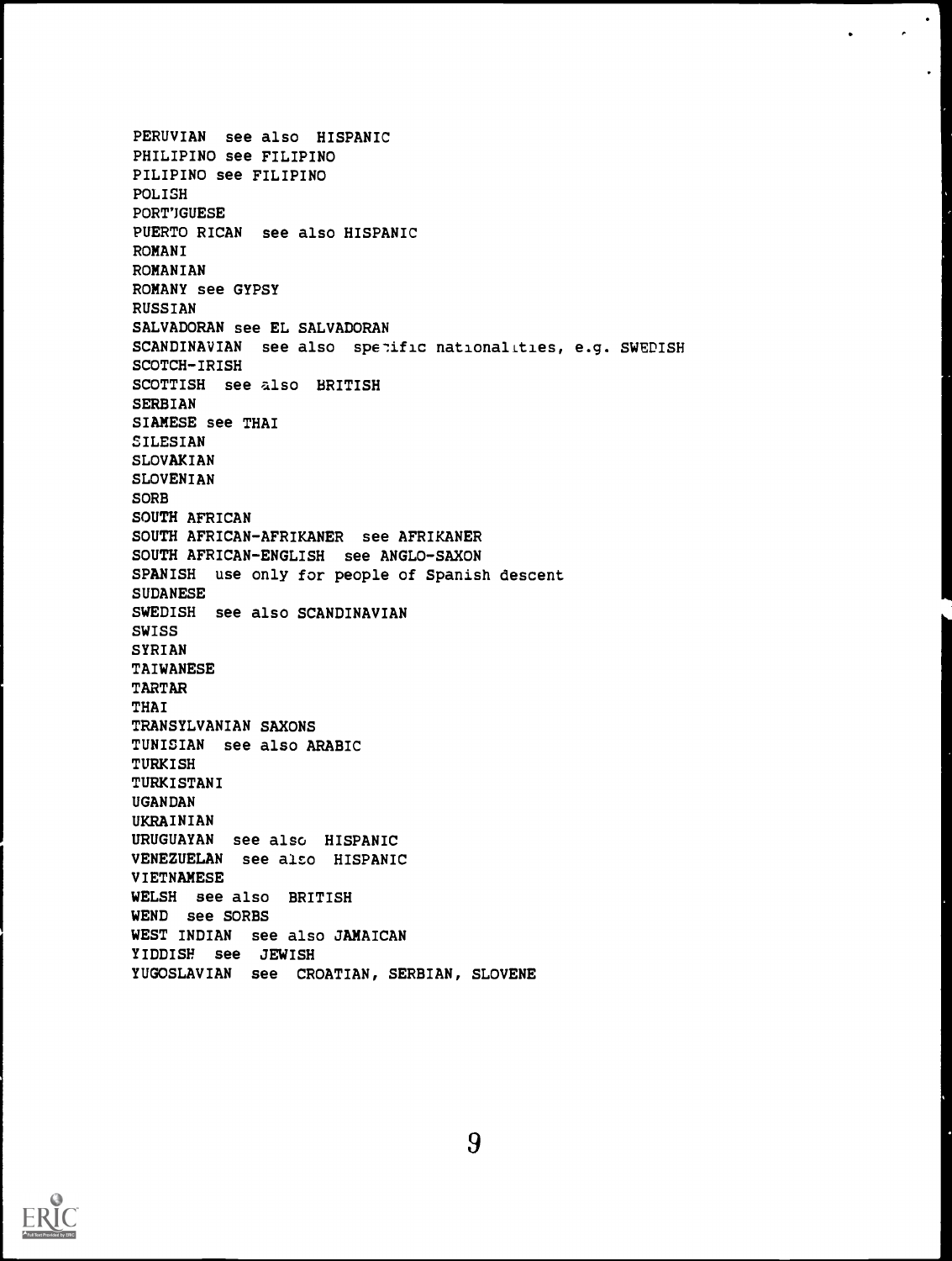PERUVIAN see also HISPANIC  
PHILIPINO see FILIPINO  
PILIPINO see FILIPINO  
POLISH  
PORTUGUESE  
PUERTO RICAN see also HISPANIC  
ROMANI  
ROMANIAN  
ROMANY see GYPSY  
RUSSIAN  
SALVADORAN see EL SALVADORAN  
SCANDINAVIAN see also specific nationalities, e.g. SWEDISH  
SCOTCH-IRISH  
SCOTTISH see also BRITISH  
SERBIAN  
SIAMESE see THAI  
SILESIAN  
SLOVAKIAN  
SLOVENIAN  
SORB  
SOUTH AFRICAN  
SOUTH AFRICAN-AFRIKANER see AFRIKANER  
SOUTH AFRICAN-ENGLISH see ANGLO-SAXON  
SPANISH use only for people of Spanish descent  
SUDANESE  
SWEDISH see also SCANDINAVIAN  
SWISS  
SYRIAN  
TAIWANESE  
TARTAR  
THAI  
TRANSYLVANIAN SAXONS  
TUNISIAN see also ARABIC  
TURKISH  
TURKISTANI  
UGANDAN  
UKRAINIAN  
URUGUAYAN see also HISPANIC  
VENEZUELAN see also HISPANIC  
VIETNAMESE  
WELSH see also BRITISH  
WEND see SORBS  
WEST INDIAN see also JAMAICAN  
YIDDISH see JEWISH  
YUGOSLAVIAN see CROATIAN, SERBIAN, SLOVENE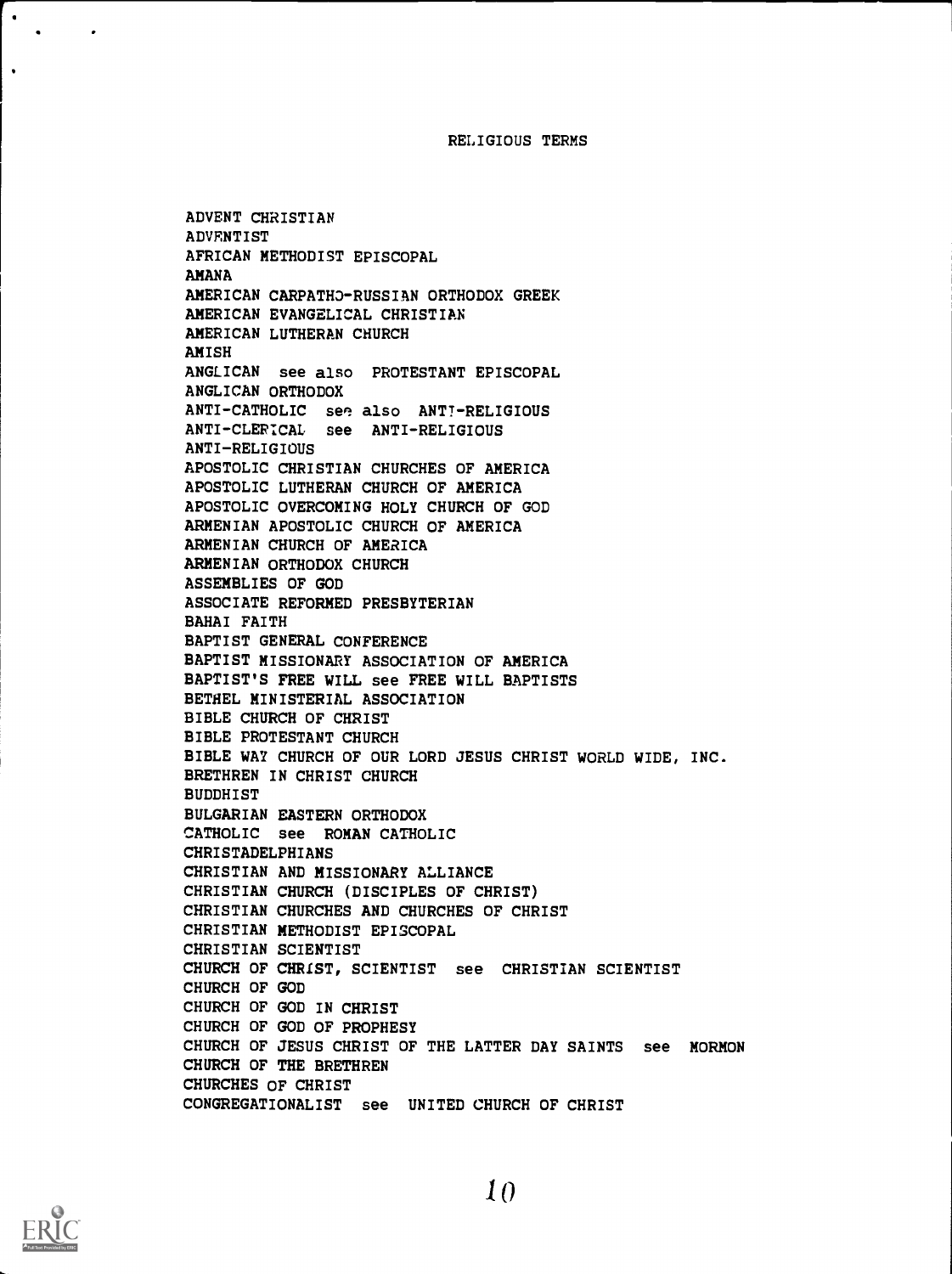## RELIGIOUS TERMS

ADVENT CHRISTIAN
ADVENTIST
AFRICAN METHODIST EPISCOPAL
AMANA
AMERICAN CARPATHO-RUSSIAN ORTHODOX GREEK
AMERICAN EVANGELICAL CHRISTIAN
AMERICAN LUTHERAN CHURCH
AMISH
ANGLICAN see also PROTESTANT EPISCOPAL
ANGLICAN ORTHODOX
ANTI-CATHOLIC see also ANTI-RELIGIOUS
ANTI-CLERICAL see ANTI-RELIGIOUS
ANTI-RELIGIOUS
APOSTOLIC CHRISTIAN CHURCHES OF AMERICA
APOSTOLIC LUTHERAN CHURCH OF AMERICA
APOSTOLIC OVERCOMING HOLY CHURCH OF GOD
ARMENIAN APOSTOLIC CHURCH OF AMERICA
ARMENIAN CHURCH OF AMERICA
ARMENIAN ORTHODOX CHURCH
ASSEMBLIES OF GOD
ASSOCIATE REFORMED PRESBYTERIAN
BAHAI FAITH
BAPTIST GENERAL CONFERENCE
BAPTIST MISSIONARY ASSOCIATION OF AMERICA
BAPTIST'S FREE WILL see FREE WILL BAPTISTS
BETHEL MINISTERIAL ASSOCIATION
BIBLE CHURCH OF CHRIST
BIBLE PROTESTANT CHURCH
BIBLE WAY CHURCH OF OUR LORD JESUS CHRIST WORLD WIDE, INC.
BRETHREN IN CHRIST CHURCH
BUDDHIST
BULGARIAN EASTERN ORTHODOX
CATHOLIC see ROMAN CATHOLIC
CHRISTADELPHIANS
CHRISTIAN AND MISSIONARY ALLIANCE
CHRISTIAN CHURCH (DISCIPLES OF CHRIST)
CHRISTIAN CHURCHES AND CHURCHES OF CHRIST
CHRISTIAN METHODIST EPISCOPAL
CHRISTIAN SCIENTIST
CHURCH OF CHRIST, SCIENTIST see CHRISTIAN SCIENTIST
CHURCH OF GOD
CHURCH OF GOD IN CHRIST
CHURCH OF GOD OF PROPHESY
CHURCH OF JESUS CHRIST OF THE LATTER DAY SAINTS see MORMON
CHURCH OF THE BRETHREN
CHURCHES OF CHRIST
CONGREGATIONALIST see UNITED CHURCH OF CHRIST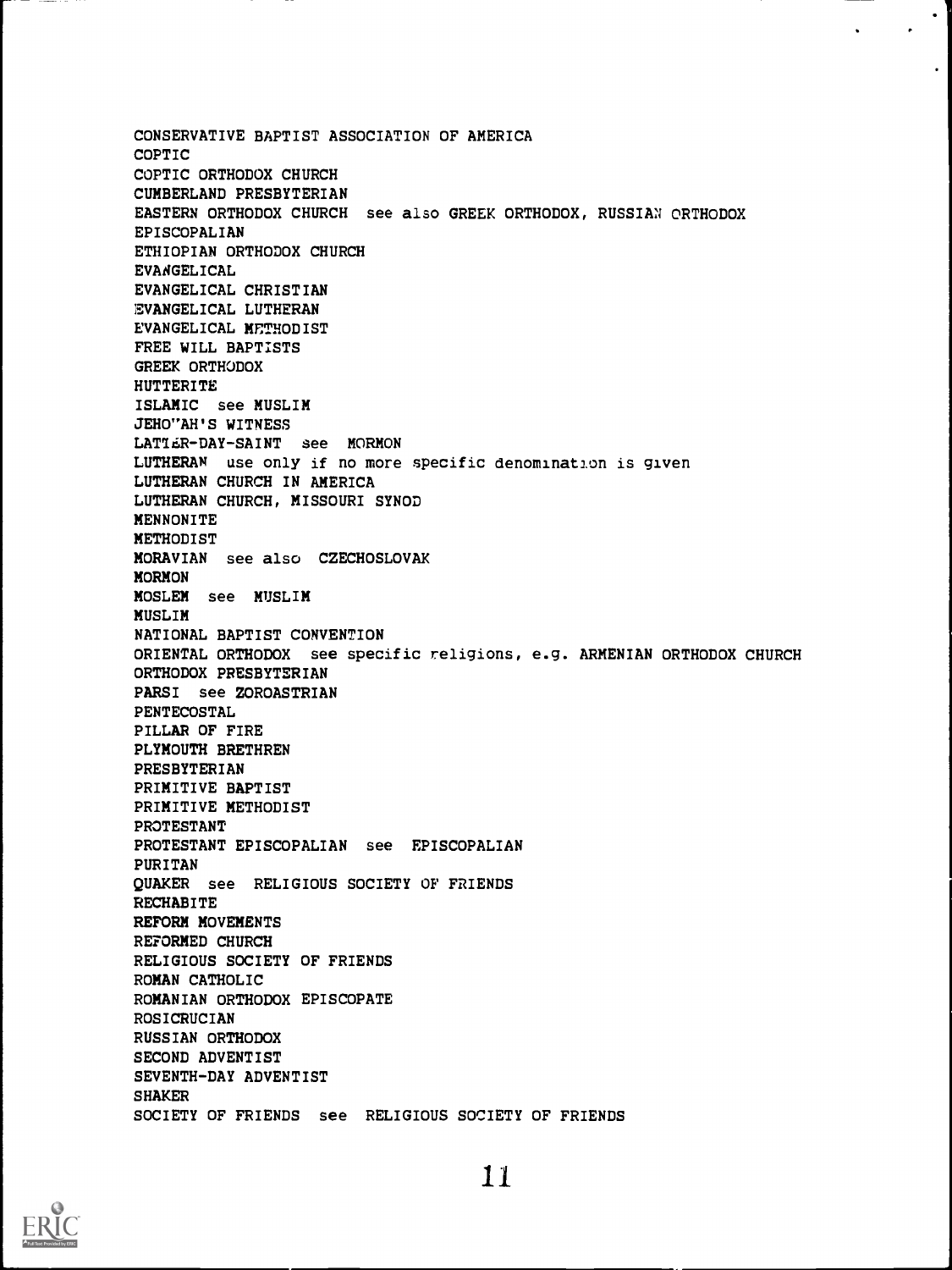CONSERVATIVE BAPTIST ASSOCIATION OF AMERICA
COPTIC
COPTIC ORTHODOX CHURCH
CUMBERLAND PRESBYTERIAN
EASTERN ORTHODOX CHURCH see also GREEK ORTHODOX, RUSSIAN ORTHODOX
EPISCOPALIAN
ETHIOPIAN ORTHODOX CHURCH
EVANGELICAL
EVANGELICAL CHRISTIAN
EVANGELICAL LUTHERAN
EVANGELICAL METHODIST
FREE WILL BAPTISTS
GREEK ORTHODOX
HUTTERITE
ISLAMIC see MUSLIM
JEHOVAH'S WITNESS
LATTER-DAY-SAINT see MORMON
LUTHERAN use only if no more specific denomination is given
LUTHERAN CHURCH IN AMERICA
LUTHERAN CHURCH, MISSOURI SYNOD
MENNONITE
METHODIST
MORAVIAN see also CZECHOSLOVAK
MORMON
MOSLEM see MUSLIM
MUSLIM
NATIONAL BAPTIST CONVENTION
ORIENTAL ORTHODOX see specific religions, e.g. ARMENIAN ORTHODOX CHURCH
ORTHODOX PRESBYTERIAN
PARSI see ZOROASTRIAN
PENTECOSTAL
PILLAR OF FIRE
PLYMOUTH BRETHREN
PRESBYTERIAN
PRIMITIVE BAPTIST
PRIMITIVE METHODIST
PROTESTANT
PROTESTANT EPISCOPALIAN see EPISCOPALIAN
PURITAN
QUAKER see RELIGIOUS SOCIETY OF FRIENDS
RECHABITE
REFORM MOVEMENTS
REFORMED CHURCH
RELIGIOUS SOCIETY OF FRIENDS
ROMAN CATHOLIC
ROMANIAN ORTHODOX EPISCOPATE
ROSICRUCIAN
RUSSIAN ORTHODOX
SECOND ADVENTIST
SEVENTH-DAY ADVENTIST
SHAKER
SOCIETY OF FRIENDS see RELIGIOUS SOCIETY OF FRIENDS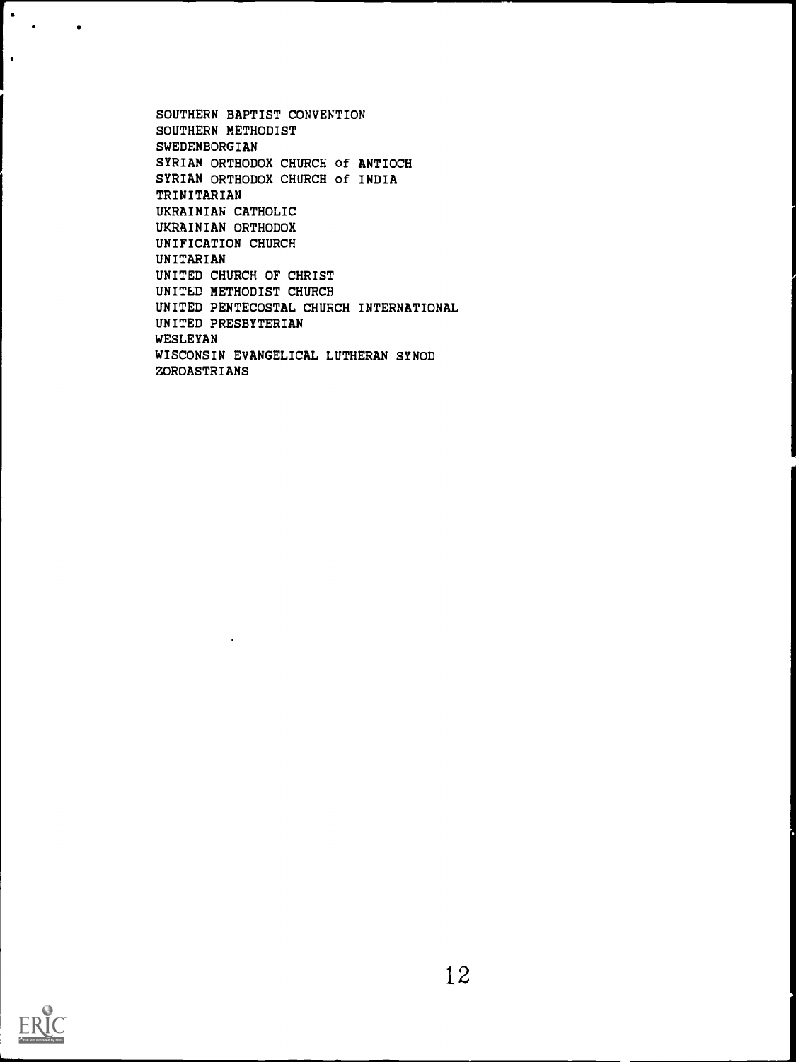SOUTHERN BAPTIST CONVENTION
SOUTHERN METHODIST
SWEDENBORGIAN
SYRIAN ORTHODOX CHURCH of ANTIOCH
SYRIAN ORTHODOX CHURCH of INDIA
TRINITARIAN
UKRAINIAN CATHOLIC
UKRAINIAN ORTHODOX
UNIFICATION CHURCH
UNITARIAN
UNITED CHURCH OF CHRIST
UNITED METHODIST CHURCH
UNITED PENTECOSTAL CHURCH INTERNATIONAL
UNITED PRESBYTERIAN
WESLEYAN
WISCONSIN EVANGELICAL LUTHERAN SYNOD
ZOROASTRIANS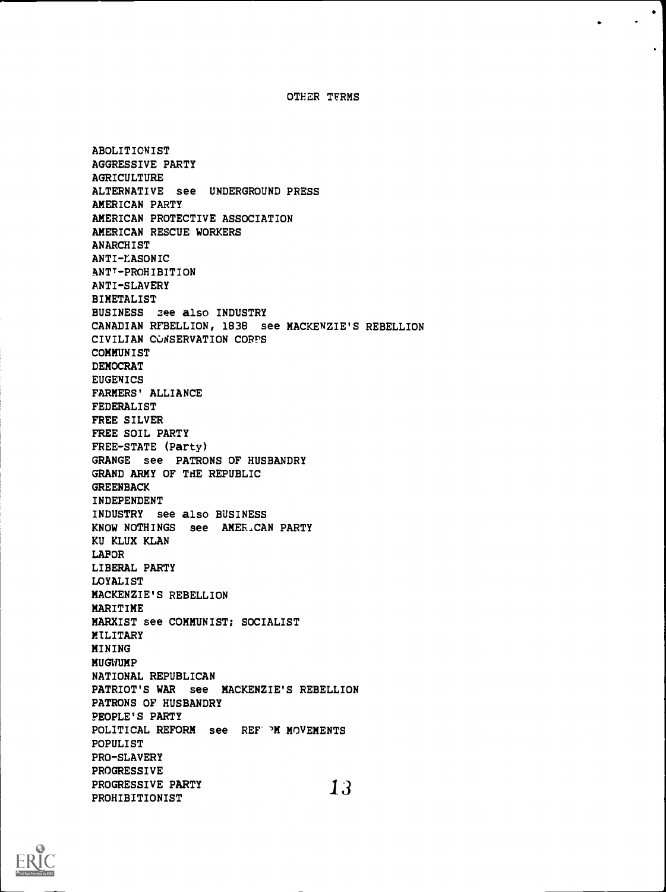# OTHER TERMS

ABOLITIONIST
AGGRESSIVE PARTY
AGRICULTURE
ALTERNATIVE see UNDERGROUND PRESS
AMERICAN PARTY
AMERICAN PROTECTIVE ASSOCIATION
AMERICAN RESCUE WORKERS
ANARCHIST
ANTI-MASONIC
ANTI-PROHIBITION
ANTI-SLAVERY
BIMETALIST
BUSINESS see also INDUSTRY
CANADIAN REBELLION, 1838 see MACKENZIE'S REBELLION
CIVILIAN CONSERVATION CORPS
COMMUNIST
DEMOCRAT
EUGENICS
FARMERS' ALLIANCE
FEDERALIST
FREE SILVER
FREE SOIL PARTY
FREE-STATE (Party)
GRANGE see PATRONS OF HUSBANDRY
GRAND ARMY OF THE REPUBLIC
GREENBACK
INDEPENDENT
INDUSTRY see also BUSINESS
KNOW NOTHINGS see AMERICAN PARTY
KU KLUX KLAN
LABOR
LIBERAL PARTY
LOYALIST
MACKENZIE'S REBELLION
MARITIME
MARXIST see COMMUNIST; SOCIALIST
MILITARY
MINING
MUGWUMP
NATIONAL REPUBLICAN
PATRIOT'S WAR see MACKENZIE'S REBELLION
PATRONS OF HUSBANDRY
PEOPLE'S PARTY
POLITICAL REFORM see REFORM MOVEMENTS
POPULIST
PRO-SLAVERY
PROGRESSIVE
PROGRESSIVE PARTY
PROHIBITIONIST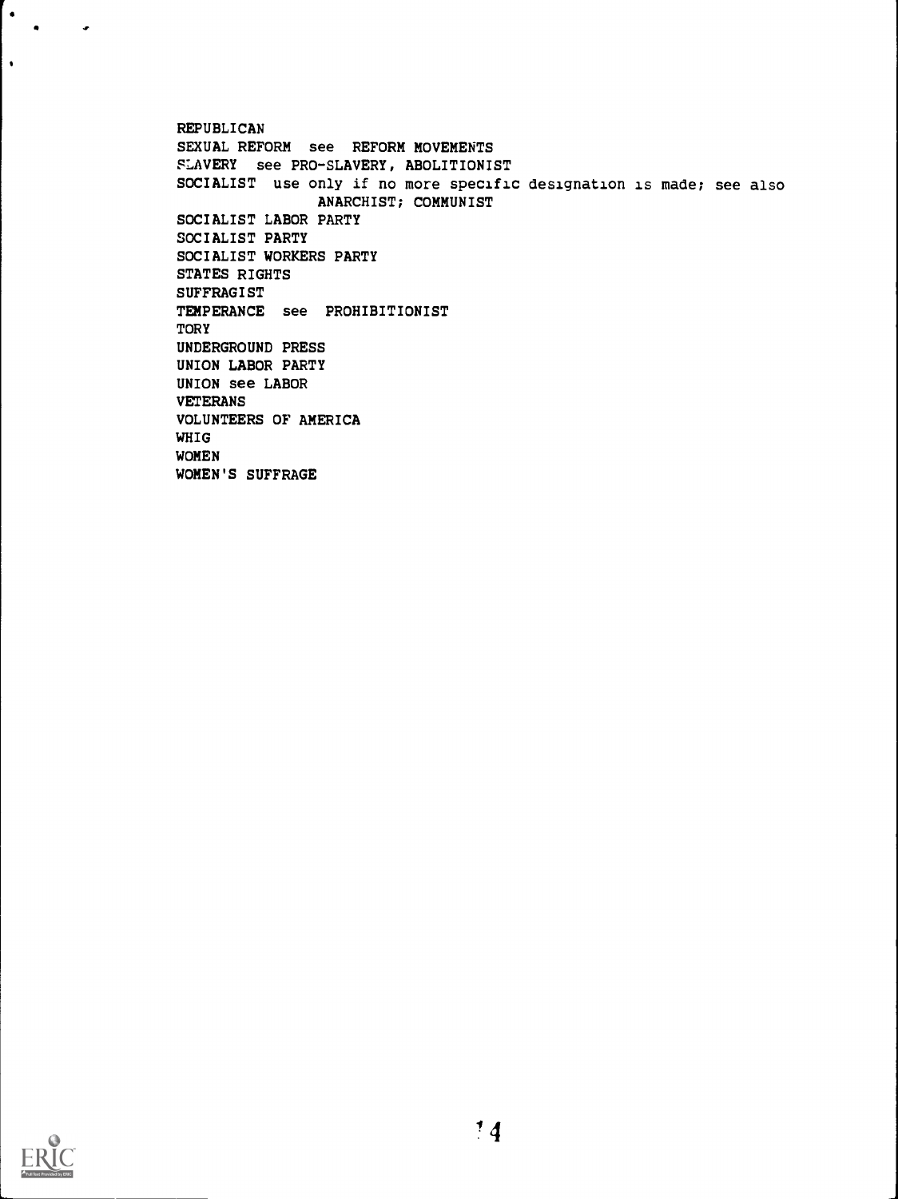REPUBLICAN
SEXUAL REFORM see REFORM MOVEMENTS
SLAVERY see PRO-SLAVERY, ABOLITIONIST
SOCIALIST use only if no more specific designation is made; see also
ANARCHIST; COMMUNIST
SOCIALIST LABOR PARTY
SOCIALIST PARTY
SOCIALIST WORKERS PARTY
STATES RIGHTS
SUFFRAGIST
TEMPERANCE see PROHIBITIONIST
TORY
UNDERGROUND PRESS
UNION LABOR PARTY
UNION see LABOR
VETERANS
VOLUNTEERS OF AMERICA
WHIG
WOMEN
WOMEN'S SUFFRAGE